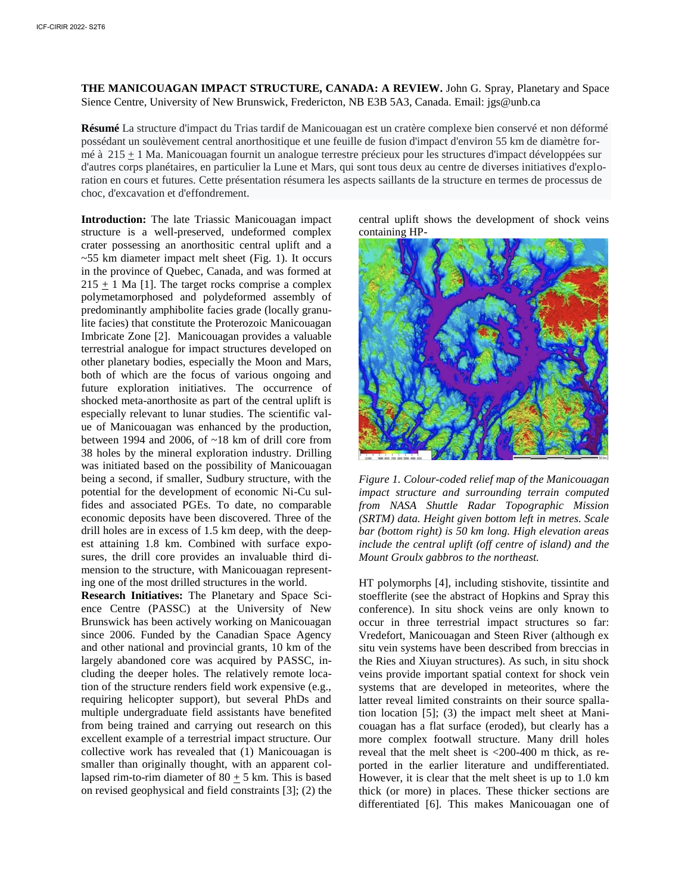**THE MANICOUAGAN IMPACT STRUCTURE, CANADA: A REVIEW.** John G. Spray, Planetary and Space Sience Centre, University of New Brunswick, Fredericton, NB E3B 5A3, Canada. Email: jgs@unb.ca

**Résumé** La structure d'impact du Trias tardif de Manicouagan est un cratère complexe bien conservé et non déformé possédant un soulèvement central anorthositique et une feuille de fusion d'impact d'environ 55 km de diamètre formé à 215 ± 1 Ma. Manicouagan fournit un analogue terrestre précieux pour les structures d'impact développées sur d'autres corps planétaires, en particulier la Lune et Mars, qui sont tous deux au centre de diverses initiatives d'exploration en cours et futures. Cette présentation résumera les aspects saillants de la structure en termes de processus de choc, d'excavation et d'effondrement.

**Introduction:** The late Triassic Manicouagan impact structure is a well-preserved, undeformed complex crater possessing an anorthositic central uplift and a ~55 km diameter impact melt sheet (Fig. 1). It occurs in the province of Quebec, Canada, and was formed at 215 ± 1 Ma [1]. The target rocks comprise a complex polymetamorphosed and polydeformed assembly of predominantly amphibolite facies grade (locally granulite facies) that constitute the Proterozoic Manicouagan Imbricate Zone [2]. Manicouagan provides a valuable terrestrial analogue for impact structures developed on other planetary bodies, especially the Moon and Mars, both of which are the focus of various ongoing and future exploration initiatives. The occurrence of shocked meta-anorthosite as part of the central uplift is especially relevant to lunar studies. The scientific value of Manicouagan was enhanced by the production, between 1994 and 2006, of ~18 km of drill core from 38 holes by the mineral exploration industry. Drilling was initiated based on the possibility of Manicouagan being a second, if smaller, Sudbury structure, with the potential for the development of economic Ni-Cu sulfides and associated PGEs. To date, no comparable economic deposits have been discovered. Three of the drill holes are in excess of 1.5 km deep, with the deepest attaining 1.8 km. Combined with surface exposures, the drill core provides an invaluable third dimension to the structure, with Manicouagan representing one of the most drilled structures in the world.

**Research Initiatives:** The Planetary and Space Science Centre (PASSC) at the University of New Brunswick has been actively working on Manicouagan since 2006. Funded by the Canadian Space Agency and other national and provincial grants, 10 km of the largely abandoned core was acquired by PASSC, including the deeper holes. The relatively remote location of the structure renders field work expensive (e.g., requiring helicopter support), but several PhDs and multiple undergraduate field assistants have benefited from being trained and carrying out research on this excellent example of a terrestrial impact structure. Our collective work has revealed that (1) Manicouagan is smaller than originally thought, with an apparent collapsed rim-to-rim diameter of 80 ± 5 km. This is based on revised geophysical and field constraints [3]; (2) the central uplift shows the development of shock veins containing HP-HT polymorphs [4], including stishovite, tissintite and stoefflerite (see the abstract of Hopkins and Spray this conference). In situ shock veins are only known to occur in three terrestrial impact structures so far: Vredefort, Manicouagan and Steen River (although ex situ vein systems have been described from breccias in the Ries and Xiuyan structures). As such, in situ shock veins provide important spatial context for shock vein systems that are developed in meteorites, where the latter reveal limited constraints on their source spallation location [5]; (3) the impact melt sheet at Manicouagan has a flat surface (eroded), but clearly has a more complex footwall structure. Many drill holes reveal that the melt sheet is <200-400 m thick, as reported in the earlier literature and undifferentiated. However, it is clear that the melt sheet is up to 1.0 km thick (or more) in places. These thicker sections are differentiated [6]. This makes Manicouagan one of

*Figure 1. Colour-coded relief map of the Manicouagan impact structure and surrounding terrain computed from NASA Shuttle Radar Topographic Mission (SRTM) data. Height given bottom left in metres. Scale bar (bottom right) is 50 km long. High elevation areas include the central uplift (off centre of island) and the Mount Groulx gabbros to the northeast.*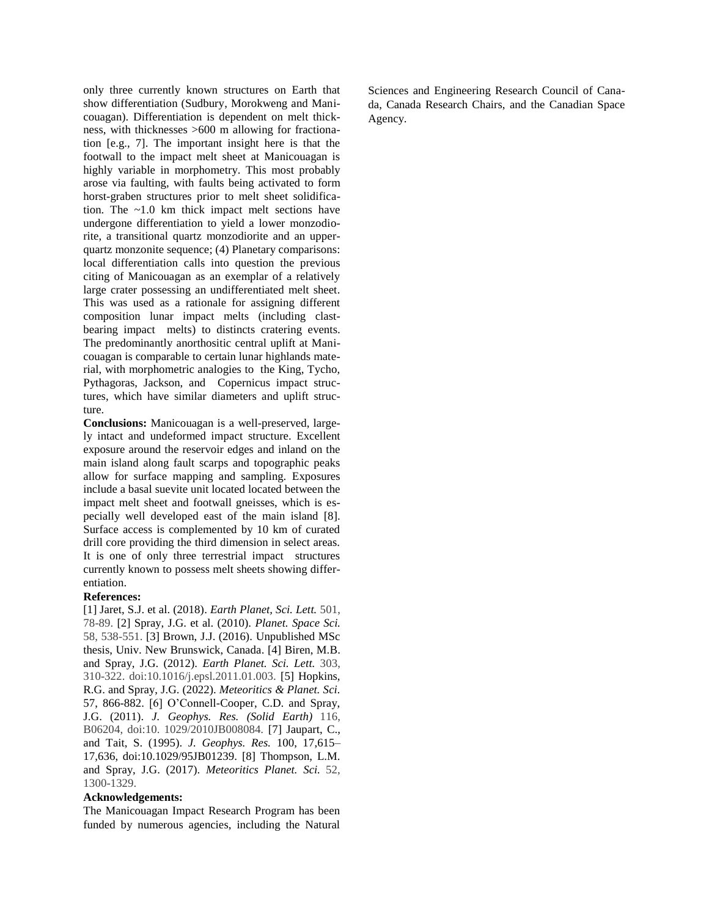only three currently known structures on Earth that show differentiation (Sudbury, Morokweng and Manicouagan). Differentiation is dependent on melt thickness, with thicknesses >600 m allowing for fractionation [e.g., 7]. The important insight here is that the footwall to the impact melt sheet at Manicouagan is highly variable in morphometry. This most probably arose via faulting, with faults being activated to form horst-graben structures prior to melt sheet solidification. The ~1.0 km thick impact melt sections have undergone differentiation to yield a lower monzodiorite, a transitional quartz monzodiorite and an upper-quartz monzonite sequence; (4) Planetary comparisons: local differentiation calls into question the previous citing of Manicouagan as an exemplar of a relatively large crater possessing an undifferentiated melt sheet. This was used as a rationale for assigning different composition lunar impact melts (including clast-bearing impact melts) to distincts cratering events. The predominantly anorthositic central uplift at Manicouagan is comparable to certain lunar highlands material, with morphometric analogies to the King, Tycho, Pythagoras, Jackson, and Copernicus impact structures, which have similar diameters and uplift structure.

**Conclusions:** Manicouagan is a well-preserved, largely intact and undeformed impact structure. Excellent exposure around the reservoir edges and inland on the main island along fault scarps and topographic peaks allow for surface mapping and sampling. Exposures include a basal suevite unit located located between the impact melt sheet and footwall gneisses, which is especially well developed east of the main island [8]. Surface access is complemented by 10 km of curated drill core providing the third dimension in select areas. It is one of only three terrestrial impact structures currently known to possess melt sheets showing differentiation.

**References:**

[1] Jaret, S.J. et al. (2018). *Earth Planet, Sci. Lett.* 501, 78-89. [2] Spray, J.G. et al. (2010). *Planet. Space Sci.* 58, 538-551. [3] Brown, J.J. (2016). Unpublished MSc thesis, Univ. New Brunswick, Canada. [4] Biren, M.B. and Spray, J.G. (2012). *Earth Planet. Sci. Lett.* 303, 310-322. doi:10.1016/j.epsl.2011.01.003. [5] Hopkins, R.G. and Spray, J.G. (2022). *Meteoritics & Planet. Sci*. 57, 866-882. [6] O'Connell-Cooper, C.D. and Spray, J.G. (2011). *J. Geophys. Res. (Solid Earth)* 116, B06204, doi:10. 1029/2010JB008084. [7] Jaupart, C., and Tait, S. (1995). *J. Geophys. Res.* 100, 17,615–17,636, doi:10.1029/95JB01239. [8] Thompson, L.M. and Spray, J.G. (2017). *Meteoritics Planet. Sci.* 52, 1300-1329.

**Acknowledgements:**

The Manicouagan Impact Research Program has been funded by numerous agencies, including the Natural Sciences and Engineering Research Council of Canada, Canada Research Chairs, and the Canadian Space Agency.